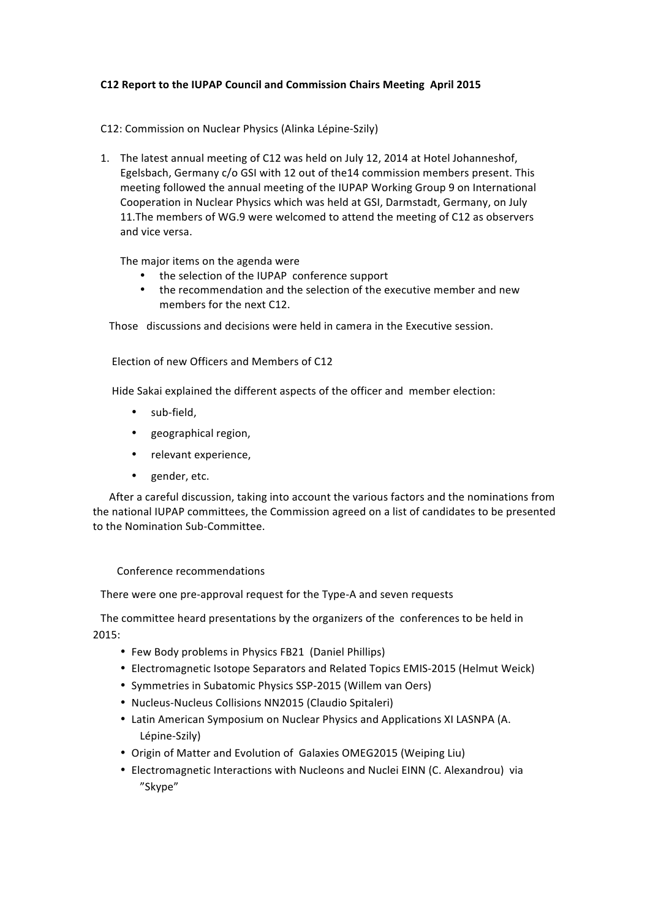**C12 Report to the IUPAP Council and Commission Chairs Meeting April 2015**

C12: Commission on Nuclear Physics (Alinka Lépine-Szily)

1. The latest annual meeting of C12 was held on July 12, 2014 at Hotel Johanneshof, Egelsbach, Germany c/o GSI with 12 out of the14 commission members present. This meeting followed the annual meeting of the IUPAP Working Group 9 on International Cooperation in Nuclear Physics which was held at GSI, Darmstadt, Germany, on July 11.The members of WG.9 were welcomed to attend the meeting of C12 as observers and vice versa.

   The major items on the agenda were

   - the selection of the IUPAP conference support
   - the recommendation and the selection of the executive member and new members for the next C12.

   Those discussions and decisions were held in camera in the Executive session.

Election of new Officers and Members of C12

Hide Sakai explained the different aspects of the officer and member election:

- sub-field,
- geographical region,
- relevant experience,
- gender, etc.

After a careful discussion, taking into account the various factors and the nominations from the national IUPAP committees, the Commission agreed on a list of candidates to be presented to the Nomination Sub-Committee.

Conference recommendations

There were one pre-approval request for the Type-A and seven requests

The committee heard presentations by the organizers of the conferences to be held in 2015:

- Few Body problems in Physics FB21 (Daniel Phillips)
- Electromagnetic Isotope Separators and Related Topics EMIS-2015 (Helmut Weick)
- Symmetries in Subatomic Physics SSP-2015 (Willem van Oers)
- Nucleus-Nucleus Collisions NN2015 (Claudio Spitaleri)
- Latin American Symposium on Nuclear Physics and Applications XI LASNPA (A. Lépine-Szily)
- Origin of Matter and Evolution of Galaxies OMEG2015 (Weiping Liu)
- Electromagnetic Interactions with Nucleons and Nuclei EINN (C. Alexandrou) via "Skype"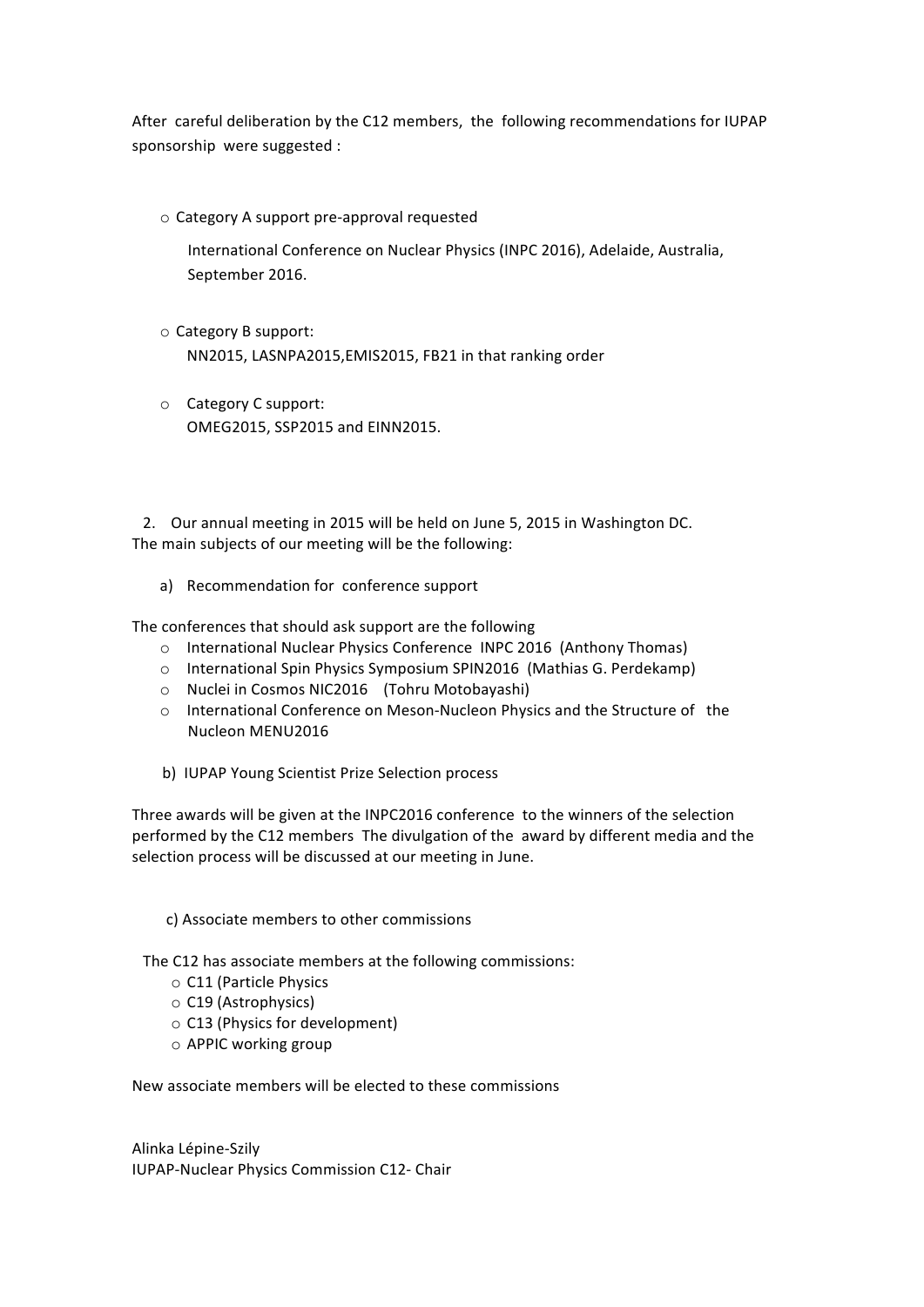After careful deliberation by the C12 members, the following recommendations for IUPAP sponsorship were suggested :

- Category A support pre-approval requested

  International Conference on Nuclear Physics (INPC 2016), Adelaide, Australia, September 2016.

- Category B support:
  NN2015, LASNPA2015,EMIS2015, FB21 in that ranking order

- Category C support:
  OMEG2015, SSP2015 and EINN2015.

2. Our annual meeting in 2015 will be held on June 5, 2015 in Washington DC.
The main subjects of our meeting will be the following:

a) Recommendation for conference support

The conferences that should ask support are the following

- International Nuclear Physics Conference INPC 2016 (Anthony Thomas)
- International Spin Physics Symposium SPIN2016 (Mathias G. Perdekamp)
- Nuclei in Cosmos NIC2016 (Tohru Motobayashi)
- International Conference on Meson-Nucleon Physics and the Structure of the Nucleon MENU2016

b) IUPAP Young Scientist Prize Selection process

Three awards will be given at the INPC2016 conference to the winners of the selection performed by the C12 members The divulgation of the award by different media and the selection process will be discussed at our meeting in June.

c) Associate members to other commissions

The C12 has associate members at the following commissions:

- C11 (Particle Physics
- C19 (Astrophysics)
- C13 (Physics for development)
- APPIC working group

New associate members will be elected to these commissions

Alinka Lépine-Szily
IUPAP-Nuclear Physics Commission C12- Chair